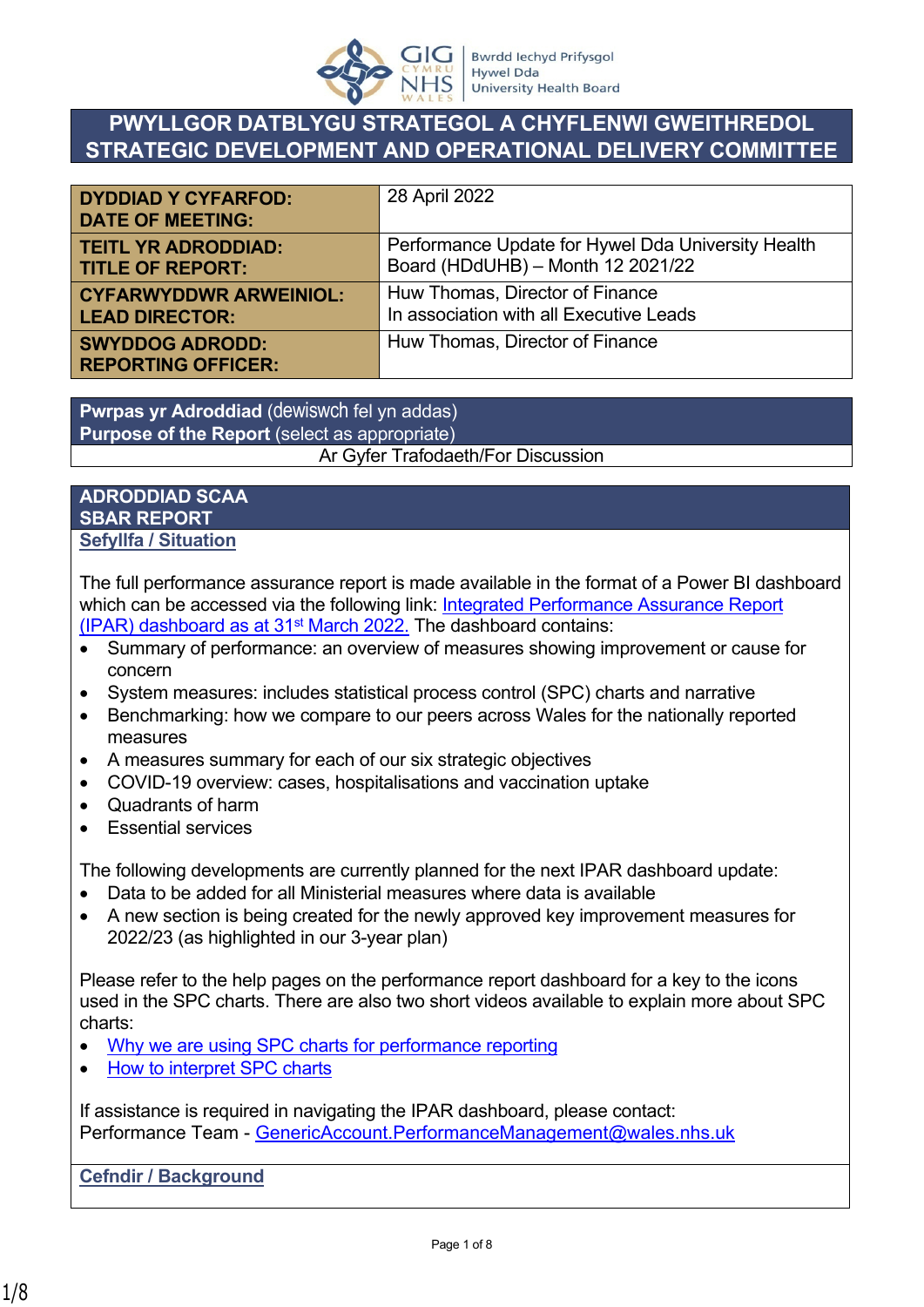# PWYLLGOR DATBLYGU STRATEGOL A CHYFLENWI GWEITHREDOL
# STRATEGIC DEVELOPMENT AND OPERATIONAL DELIVERY COMMITTEE

| | |
|---|---|
| **DYDDIAD Y CYFARFOD: DATE OF MEETING:** | 28 April 2022 |
| **TEITL YR ADRODDIAD: TITLE OF REPORT:** | Performance Update for Hywel Dda University Health Board (HDdUHB) – Month 12 2021/22 |
| **CYFARWYDDWR ARWEINIOL: LEAD DIRECTOR:** | Huw Thomas, Director of Finance<br>In association with all Executive Leads |
| **SWYDDOG ADRODD: REPORTING OFFICER:** | Huw Thomas, Director of Finance |

**Pwrpas yr Adroddiad** (dewiswch fel yn addas)
**Purpose of the Report** (select as appropriate)
Ar Gyfer Trafodaeth/For Discussion

## ADRODDIAD SCAA
## SBAR REPORT

### Sefyllfa / Situation

The full performance assurance report is made available in the format of a Power BI dashboard which can be accessed via the following link: Integrated Performance Assurance Report (IPAR) dashboard as at 31st March 2022. The dashboard contains:

- Summary of performance: an overview of measures showing improvement or cause for concern
- System measures: includes statistical process control (SPC) charts and narrative
- Benchmarking: how we compare to our peers across Wales for the nationally reported measures
- A measures summary for each of our six strategic objectives
- COVID-19 overview: cases, hospitalisations and vaccination uptake
- Quadrants of harm
- Essential services

The following developments are currently planned for the next IPAR dashboard update:

- Data to be added for all Ministerial measures where data is available
- A new section is being created for the newly approved key improvement measures for 2022/23 (as highlighted in our 3-year plan)

Please refer to the help pages on the performance report dashboard for a key to the icons used in the SPC charts. There are also two short videos available to explain more about SPC charts:

- Why we are using SPC charts for performance reporting
- How to interpret SPC charts

If assistance is required in navigating the IPAR dashboard, please contact:
Performance Team - GenericAccount.PerformanceManagement@wales.nhs.uk

### Cefndir / Background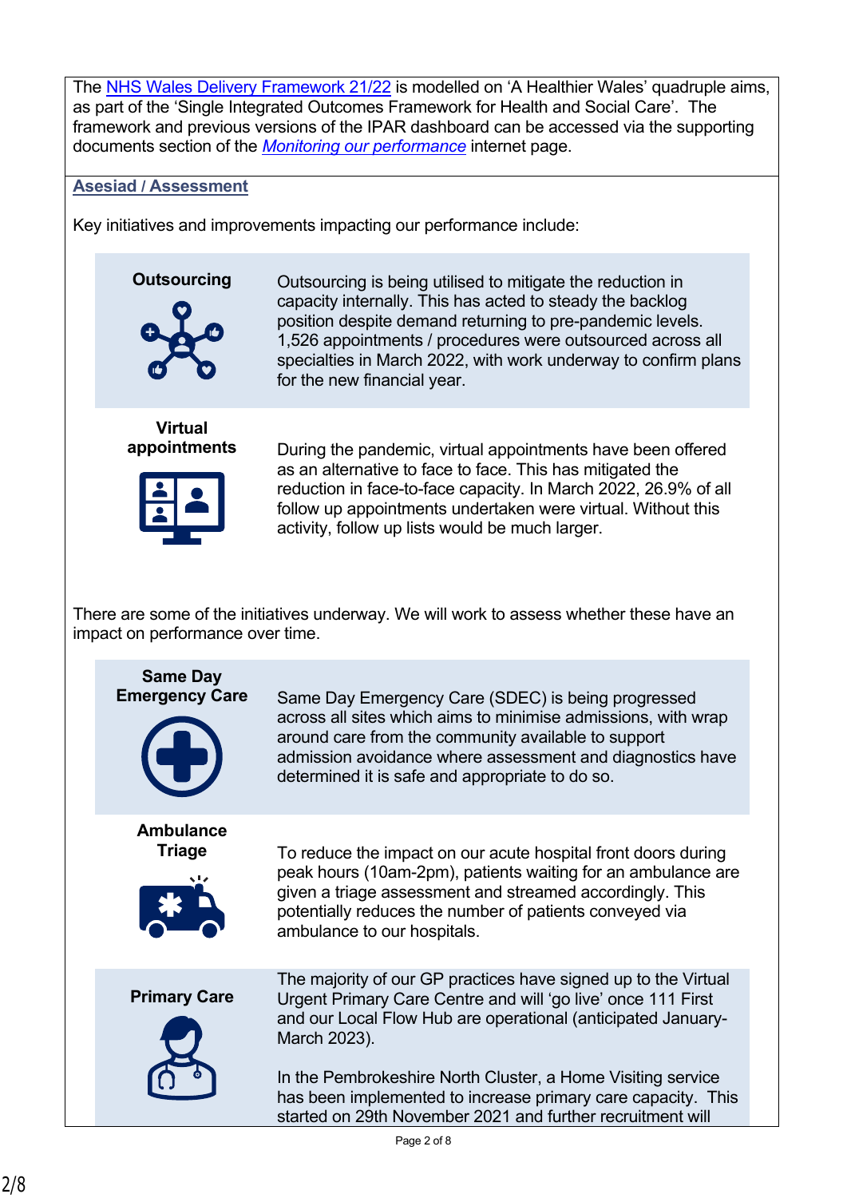The NHS Wales Delivery Framework 21/22 is modelled on 'A Healthier Wales' quadruple aims, as part of the 'Single Integrated Outcomes Framework for Health and Social Care'. The framework and previous versions of the IPAR dashboard can be accessed via the supporting documents section of the *Monitoring our performance* internet page.

## Asesiad / Assessment

Key initiatives and improvements impacting our performance include:

| | |
|---|---|
| **Outsourcing** | Outsourcing is being utilised to mitigate the reduction in capacity internally. This has acted to steady the backlog position despite demand returning to pre-pandemic levels. 1,526 appointments / procedures were outsourced across all specialties in March 2022, with work underway to confirm plans for the new financial year. |
| **Virtual appointments** | During the pandemic, virtual appointments have been offered as an alternative to face to face. This has mitigated the reduction in face-to-face capacity. In March 2022, 26.9% of all follow up appointments undertaken were virtual. Without this activity, follow up lists would be much larger. |

There are some of the initiatives underway. We will work to assess whether these have an impact on performance over time.

| | |
|---|---|
| **Same Day Emergency Care** | Same Day Emergency Care (SDEC) is being progressed across all sites which aims to minimise admissions, with wrap around care from the community available to support admission avoidance where assessment and diagnostics have determined it is safe and appropriate to do so. |
| **Ambulance Triage** | To reduce the impact on our acute hospital front doors during peak hours (10am-2pm), patients waiting for an ambulance are given a triage assessment and streamed accordingly. This potentially reduces the number of patients conveyed via ambulance to our hospitals. |
| **Primary Care** | The majority of our GP practices have signed up to the Virtual Urgent Primary Care Centre and will 'go live' once 111 First and our Local Flow Hub are operational (anticipated January-March 2023).<br><br>In the Pembrokeshire North Cluster, a Home Visiting service has been implemented to increase primary care capacity. This started on 29th November 2021 and further recruitment will |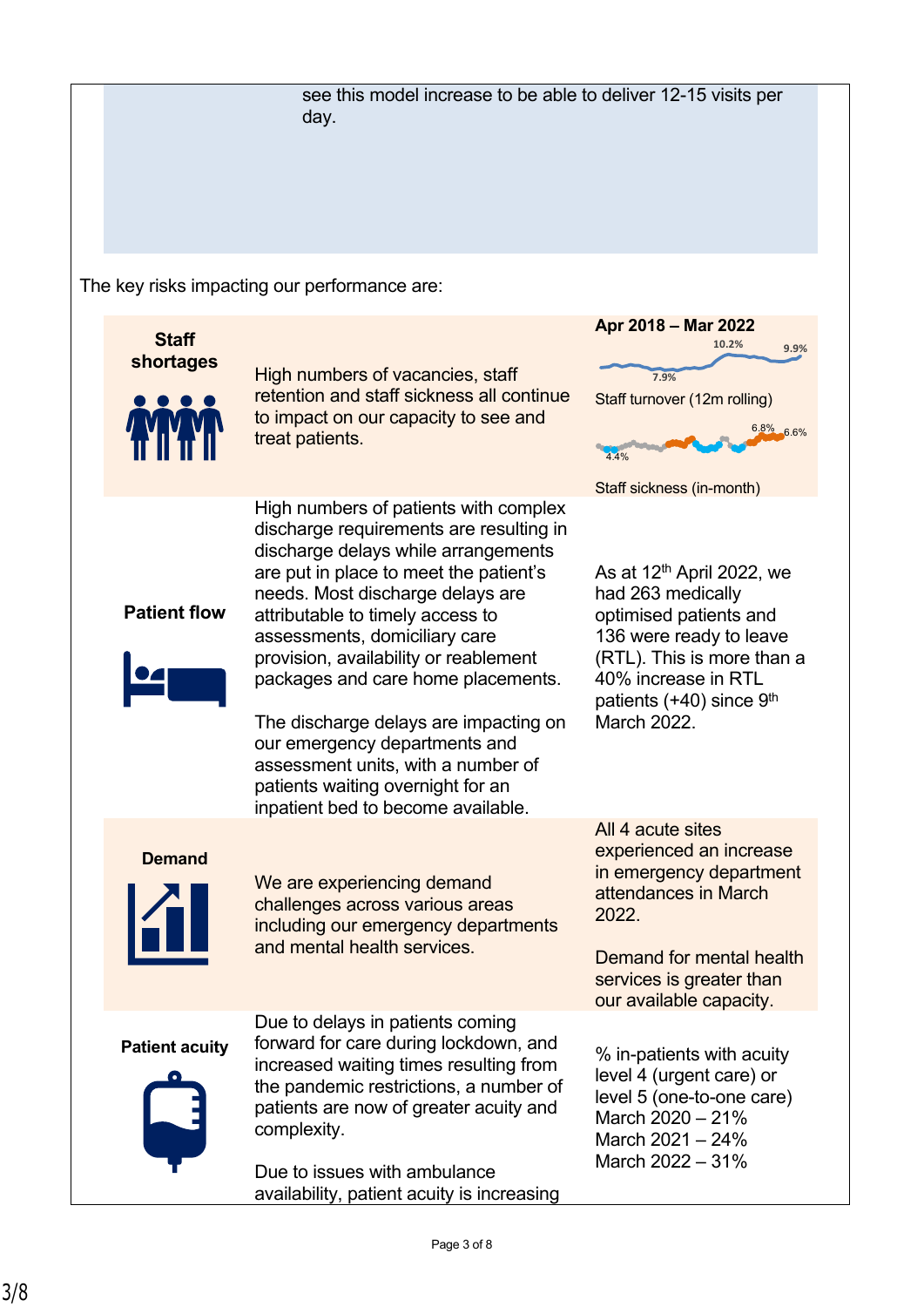see this model increase to be able to deliver 12-15 visits per day.

The key risks impacting our performance are:

| Risk | Description | Evidence |
|---|---|---|
| **Staff shortages** | High numbers of vacancies, staff retention and staff sickness all continue to impact on our capacity to see and treat patients. | **Apr 2018 – Mar 2022**<br>10.2% / 7.9% / 9.9%<br>Staff turnover (12m rolling)<br>4.4% / 6.8% / 6.6%<br>Staff sickness (in-month) |
| **Patient flow** | High numbers of patients with complex discharge requirements are resulting in discharge delays while arrangements are put in place to meet the patient's needs. Most discharge delays are attributable to timely access to assessments, domiciliary care provision, availability or reablement packages and care home placements.<br><br>The discharge delays are impacting on our emergency departments and assessment units, with a number of patients waiting overnight for an inpatient bed to become available. | As at 12th April 2022, we had 263 medically optimised patients and 136 were ready to leave (RTL). This is more than a 40% increase in RTL patients (+40) since 9th March 2022. |
| **Demand** | We are experiencing demand challenges across various areas including our emergency departments and mental health services. | All 4 acute sites experienced an increase in emergency department attendances in March 2022.<br><br>Demand for mental health services is greater than our available capacity. |
| **Patient acuity** | Due to delays in patients coming forward for care during lockdown, and increased waiting times resulting from the pandemic restrictions, a number of patients are now of greater acuity and complexity.<br><br>Due to issues with ambulance availability, patient acuity is increasing | % in-patients with acuity level 4 (urgent care) or level 5 (one-to-one care)<br>March 2020 – 21%<br>March 2021 – 24%<br>March 2022 – 31% |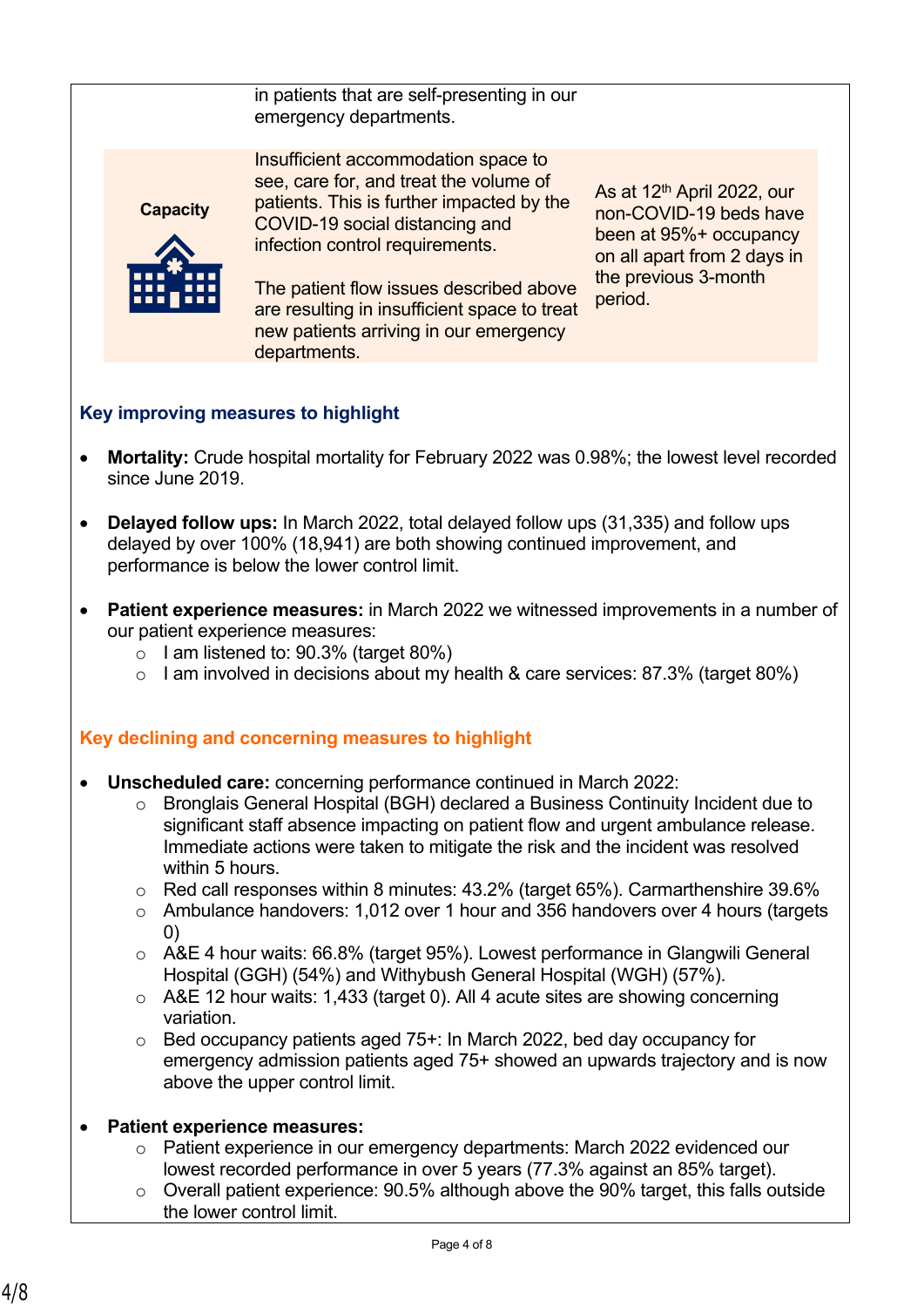| | | |
|---|---|---|
| | in patients that are self-presenting in our emergency departments. | |
| **Capacity** | Insufficient accommodation space to see, care for, and treat the volume of patients. This is further impacted by the COVID-19 social distancing and infection control requirements.<br><br>The patient flow issues described above are resulting in insufficient space to treat new patients arriving in our emergency departments. | As at 12th April 2022, our non-COVID-19 beds have been at 95%+ occupancy on all apart from 2 days in the previous 3-month period. |

### Key improving measures to highlight

- **Mortality:** Crude hospital mortality for February 2022 was 0.98%; the lowest level recorded since June 2019.
- **Delayed follow ups:** In March 2022, total delayed follow ups (31,335) and follow ups delayed by over 100% (18,941) are both showing continued improvement, and performance is below the lower control limit.
- **Patient experience measures:** in March 2022 we witnessed improvements in a number of our patient experience measures:
  - I am listened to: 90.3% (target 80%)
  - I am involved in decisions about my health & care services: 87.3% (target 80%)

### Key declining and concerning measures to highlight

- **Unscheduled care:** concerning performance continued in March 2022:
  - Bronglais General Hospital (BGH) declared a Business Continuity Incident due to significant staff absence impacting on patient flow and urgent ambulance release. Immediate actions were taken to mitigate the risk and the incident was resolved within 5 hours.
  - Red call responses within 8 minutes: 43.2% (target 65%). Carmarthenshire 39.6%
  - Ambulance handovers: 1,012 over 1 hour and 356 handovers over 4 hours (targets 0)
  - A&E 4 hour waits: 66.8% (target 95%). Lowest performance in Glangwili General Hospital (GGH) (54%) and Withybush General Hospital (WGH) (57%).
  - A&E 12 hour waits: 1,433 (target 0). All 4 acute sites are showing concerning variation.
  - Bed occupancy patients aged 75+: In March 2022, bed day occupancy for emergency admission patients aged 75+ showed an upwards trajectory and is now above the upper control limit.
- **Patient experience measures:**
  - Patient experience in our emergency departments: March 2022 evidenced our lowest recorded performance in over 5 years (77.3% against an 85% target).
  - Overall patient experience: 90.5% although above the 90% target, this falls outside the lower control limit.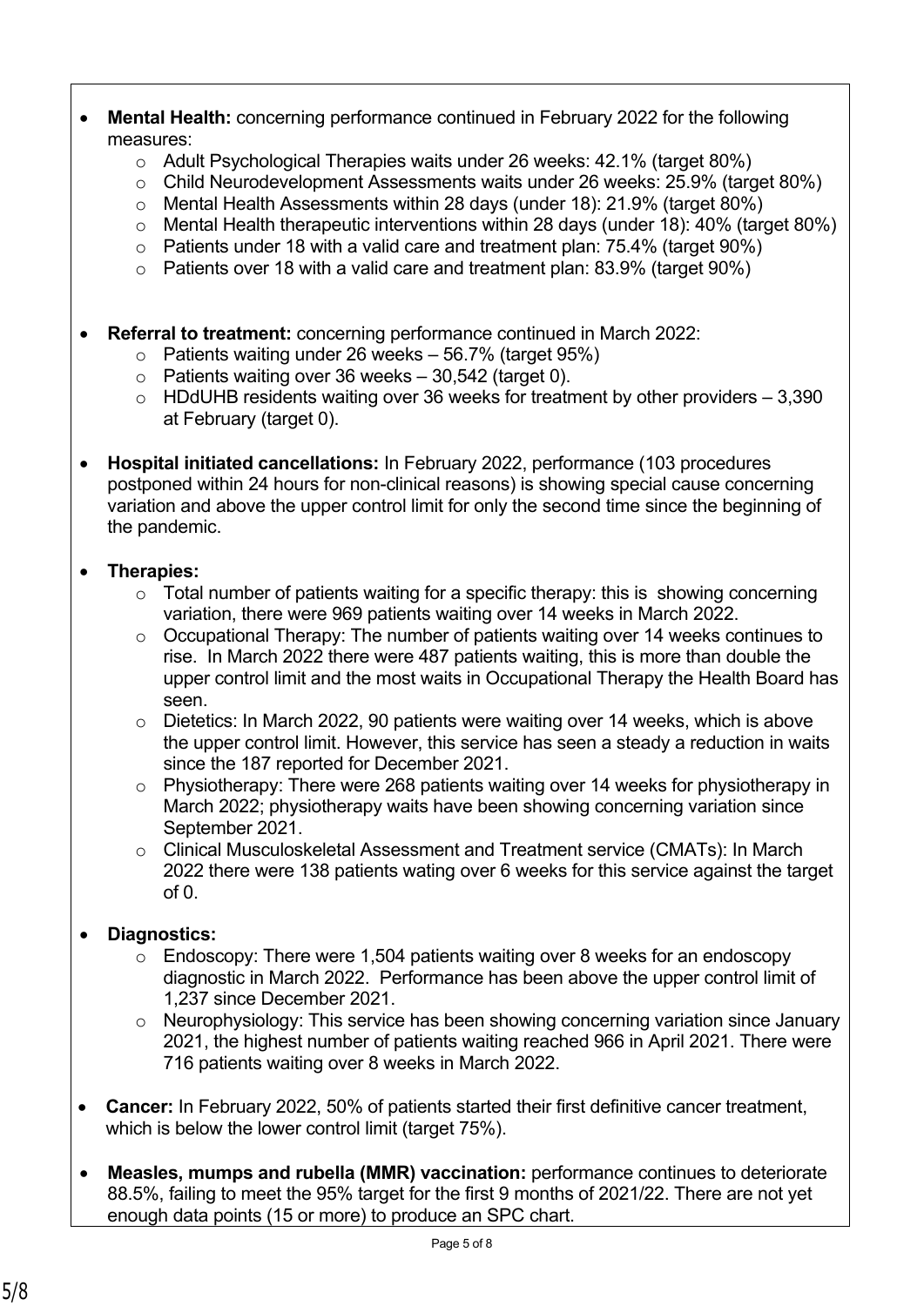- **Mental Health:** concerning performance continued in February 2022 for the following measures:
    - Adult Psychological Therapies waits under 26 weeks: 42.1% (target 80%)
    - Child Neurodevelopment Assessments waits under 26 weeks: 25.9% (target 80%)
    - Mental Health Assessments within 28 days (under 18): 21.9% (target 80%)
    - Mental Health therapeutic interventions within 28 days (under 18): 40% (target 80%)
    - Patients under 18 with a valid care and treatment plan: 75.4% (target 90%)
    - Patients over 18 with a valid care and treatment plan: 83.9% (target 90%)

- **Referral to treatment:** concerning performance continued in March 2022:
    - Patients waiting under 26 weeks – 56.7% (target 95%)
    - Patients waiting over 36 weeks – 30,542 (target 0).
    - HDdUHB residents waiting over 36 weeks for treatment by other providers – 3,390 at February (target 0).

- **Hospital initiated cancellations:** In February 2022, performance (103 procedures postponed within 24 hours for non-clinical reasons) is showing special cause concerning variation and above the upper control limit for only the second time since the beginning of the pandemic.

- **Therapies:**
    - Total number of patients waiting for a specific therapy: this is showing concerning variation, there were 969 patients waiting over 14 weeks in March 2022.
    - Occupational Therapy: The number of patients waiting over 14 weeks continues to rise. In March 2022 there were 487 patients waiting, this is more than double the upper control limit and the most waits in Occupational Therapy the Health Board has seen.
    - Dietetics: In March 2022, 90 patients were waiting over 14 weeks, which is above the upper control limit. However, this service has seen a steady a reduction in waits since the 187 reported for December 2021.
    - Physiotherapy: There were 268 patients waiting over 14 weeks for physiotherapy in March 2022; physiotherapy waits have been showing concerning variation since September 2021.
    - Clinical Musculoskeletal Assessment and Treatment service (CMATs): In March 2022 there were 138 patients wating over 6 weeks for this service against the target of 0.

- **Diagnostics:**
    - Endoscopy: There were 1,504 patients waiting over 8 weeks for an endoscopy diagnostic in March 2022. Performance has been above the upper control limit of 1,237 since December 2021.
    - Neurophysiology: This service has been showing concerning variation since January 2021, the highest number of patients waiting reached 966 in April 2021. There were 716 patients waiting over 8 weeks in March 2022.

- **Cancer:** In February 2022, 50% of patients started their first definitive cancer treatment, which is below the lower control limit (target 75%).

- **Measles, mumps and rubella (MMR) vaccination:** performance continues to deteriorate 88.5%, failing to meet the 95% target for the first 9 months of 2021/22. There are not yet enough data points (15 or more) to produce an SPC chart.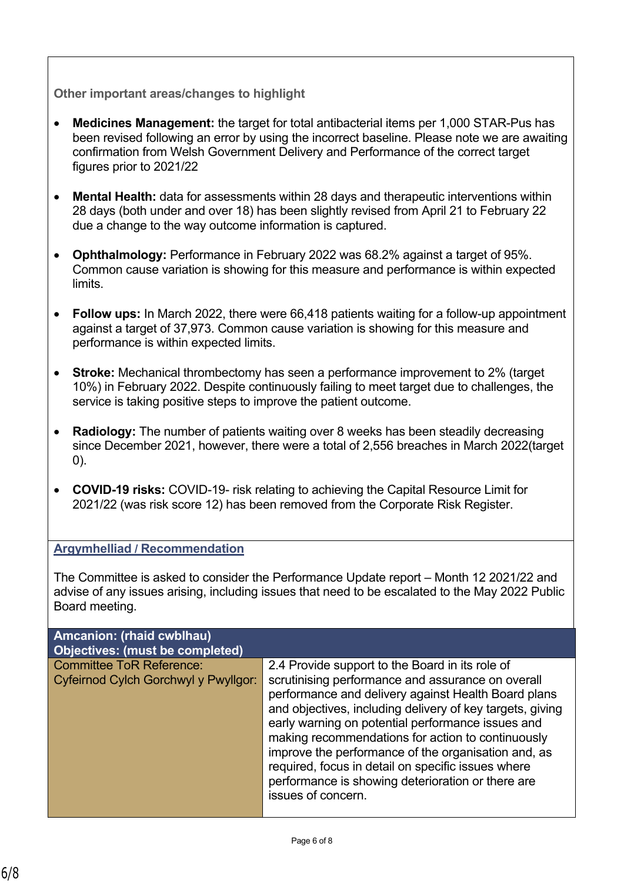### Other important areas/changes to highlight

- **Medicines Management:** the target for total antibacterial items per 1,000 STAR-Pus has been revised following an error by using the incorrect baseline. Please note we are awaiting confirmation from Welsh Government Delivery and Performance of the correct target figures prior to 2021/22

- **Mental Health:** data for assessments within 28 days and therapeutic interventions within 28 days (both under and over 18) has been slightly revised from April 21 to February 22 due a change to the way outcome information is captured.

- **Ophthalmology:** Performance in February 2022 was 68.2% against a target of 95%. Common cause variation is showing for this measure and performance is within expected limits.

- **Follow ups:** In March 2022, there were 66,418 patients waiting for a follow-up appointment against a target of 37,973. Common cause variation is showing for this measure and performance is within expected limits.

- **Stroke:** Mechanical thrombectomy has seen a performance improvement to 2% (target 10%) in February 2022. Despite continuously failing to meet target due to challenges, the service is taking positive steps to improve the patient outcome.

- **Radiology:** The number of patients waiting over 8 weeks has been steadily decreasing since December 2021, however, there were a total of 2,556 breaches in March 2022(target 0).

- **COVID-19 risks:** COVID-19- risk relating to achieving the Capital Resource Limit for 2021/22 (was risk score 12) has been removed from the Corporate Risk Register.

### Argymhelliad / Recommendation

The Committee is asked to consider the Performance Update report – Month 12 2021/22 and advise of any issues arising, including issues that need to be escalated to the May 2022 Public Board meeting.

| **Amcanion: (rhaid cwblhau)<br>Objectives: (must be completed)** | |
|---|---|
| Committee ToR Reference:<br>Cyfeirnod Cylch Gorchwyl y Pwyllgor: | 2.4 Provide support to the Board in its role of scrutinising performance and assurance on overall performance and delivery against Health Board plans and objectives, including delivery of key targets, giving early warning on potential performance issues and making recommendations for action to continuously improve the performance of the organisation and, as required, focus in detail on specific issues where performance is showing deterioration or there are issues of concern. |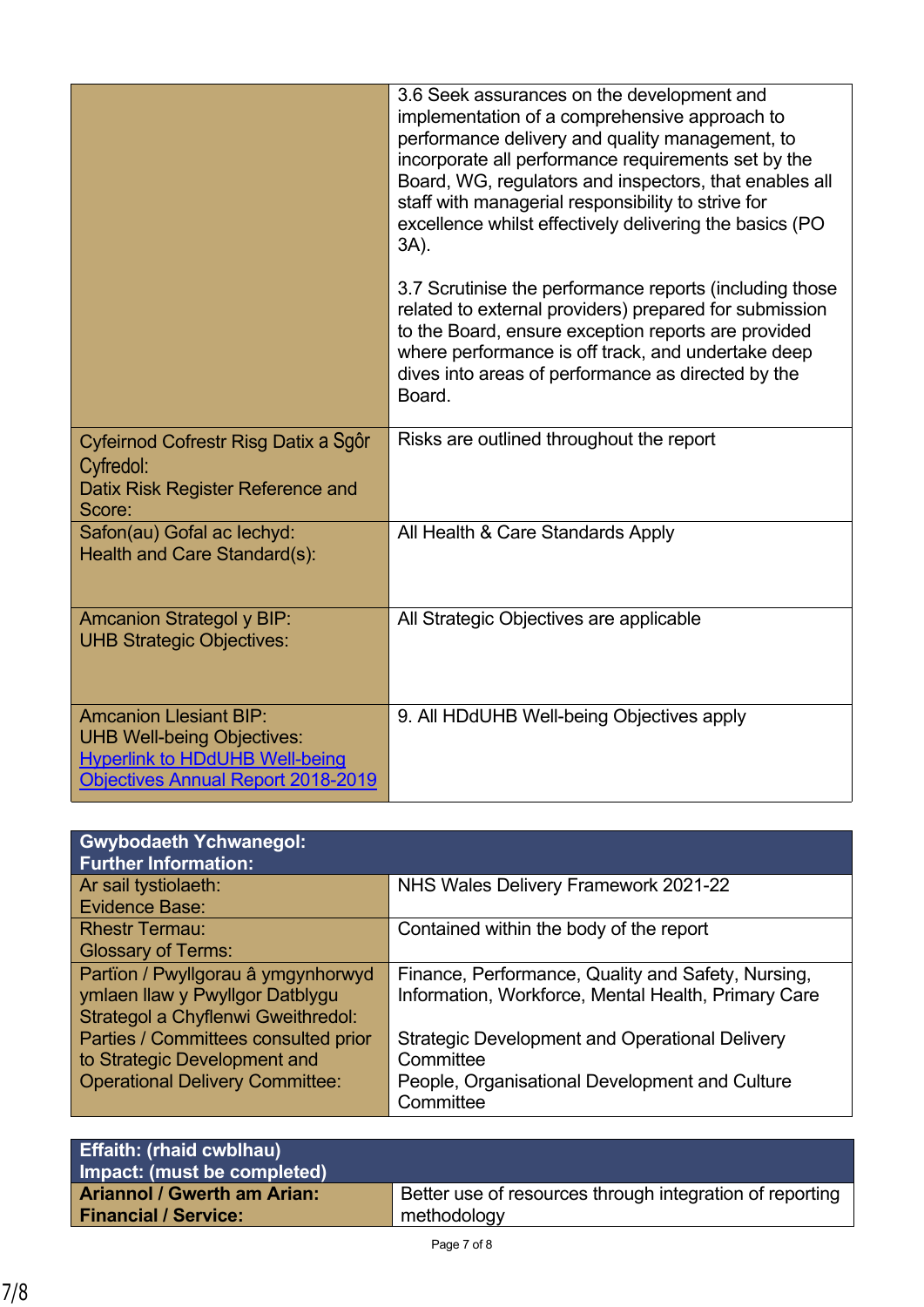| | |
|---|---|
| | 3.6 Seek assurances on the development and implementation of a comprehensive approach to performance delivery and quality management, to incorporate all performance requirements set by the Board, WG, regulators and inspectors, that enables all staff with managerial responsibility to strive for excellence whilst effectively delivering the basics (PO 3A).<br><br>3.7 Scrutinise the performance reports (including those related to external providers) prepared for submission to the Board, ensure exception reports are provided where performance is off track, and undertake deep dives into areas of performance as directed by the Board. |
| Cyfeirnod Cofrestr Risg Datix a Sgôr Cyfredol:<br>Datix Risk Register Reference and Score: | Risks are outlined throughout the report |
| Safon(au) Gofal ac Iechyd:<br>Health and Care Standard(s): | All Health & Care Standards Apply |
| Amcanion Strategol y BIP:<br>UHB Strategic Objectives: | All Strategic Objectives are applicable |
| Amcanion Llesiant BIP:<br>UHB Well-being Objectives:<br>[Hyperlink to HDdUHB Well-being Objectives Annual Report 2018-2019]() | 9. All HDdUHB Well-being Objectives apply |

| **Gwybodaeth Ychwanegol:**<br>**Further Information:** | |
|---|---|
| Ar sail tystiolaeth:<br>Evidence Base: | NHS Wales Delivery Framework 2021-22 |
| Rhestr Termau:<br>Glossary of Terms: | Contained within the body of the report |
| Partïon / Pwyllgorau â ymgynhorwyd ymlaen llaw y Pwyllgor Datblygu Strategol a Chyflenwi Gweithredol:<br>Parties / Committees consulted prior to Strategic Development and Operational Delivery Committee: | Finance, Performance, Quality and Safety, Nursing, Information, Workforce, Mental Health, Primary Care<br><br>Strategic Development and Operational Delivery Committee<br>People, Organisational Development and Culture Committee |

| **Effaith: (rhaid cwblhau)**<br>**Impact: (must be completed)** | |
|---|---|
| **Ariannol / Gwerth am Arian:**<br>**Financial / Service:** | Better use of resources through integration of reporting methodology |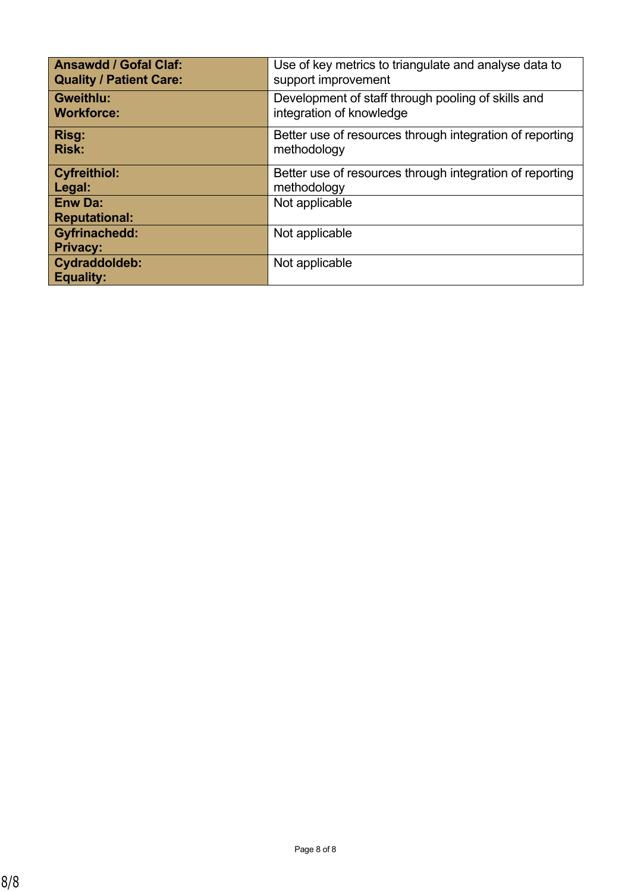| | |
|---|---|
| **Ansawdd / Gofal Claf:**<br>**Quality / Patient Care:** | Use of key metrics to triangulate and analyse data to support improvement |
| **Gweithlu:**<br>**Workforce:** | Development of staff through pooling of skills and integration of knowledge |
| **Risg:**<br>**Risk:** | Better use of resources through integration of reporting methodology |
| **Cyfreithiol:**<br>**Legal:** | Better use of resources through integration of reporting methodology |
| **Enw Da:**<br>**Reputational:** | Not applicable |
| **Gyfrinachedd:**<br>**Privacy:** | Not applicable |
| **Cydraddoldeb:**<br>**Equality:** | Not applicable |